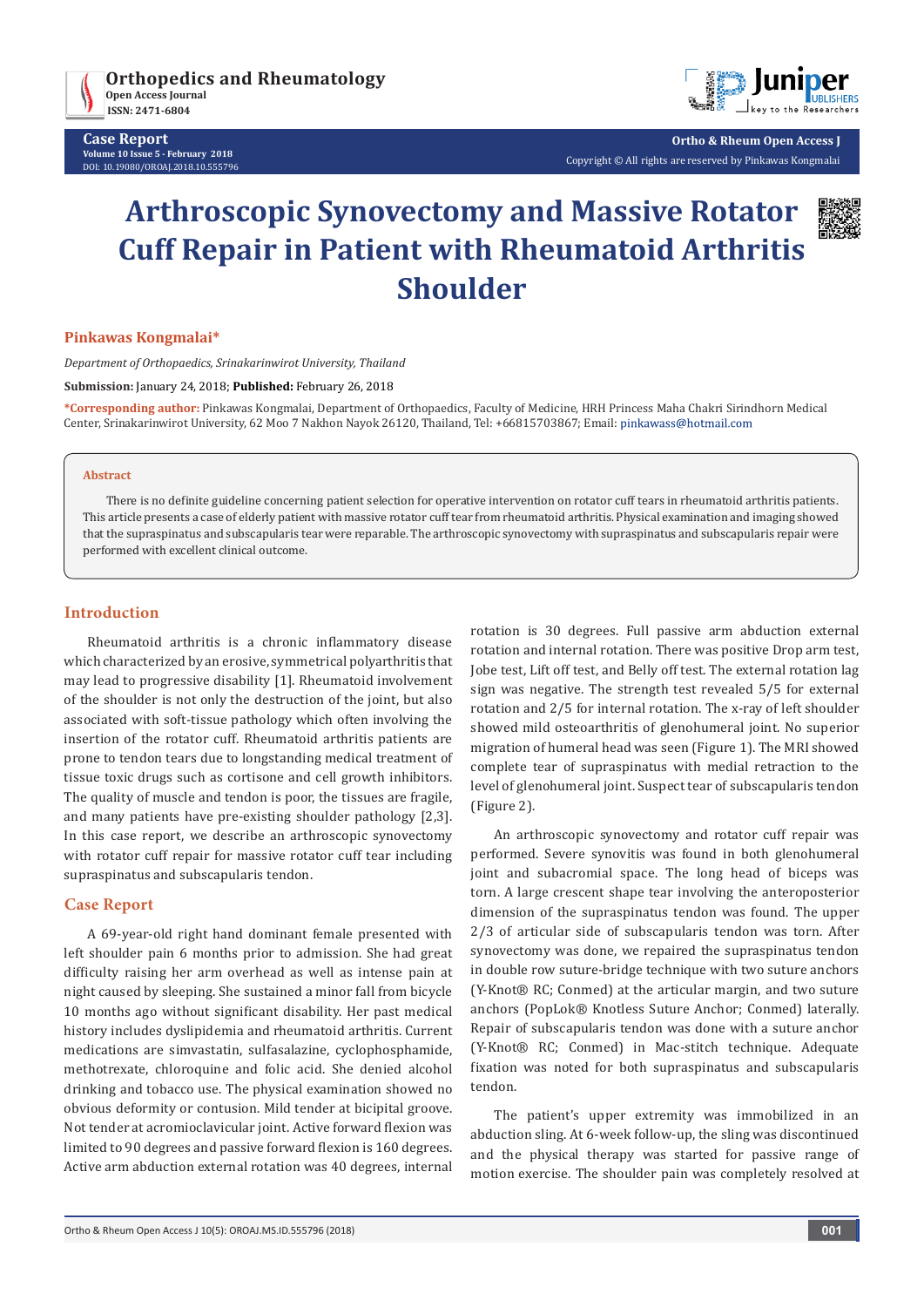# Arthroscopic Synovectomy and Massive Rotator Cuff Repair in Patient with Rheumatoid Arthritis Shoulder

**Pinkawas Kongmalai***

*Department of Orthopaedics, Srinakarinwirot University, Thailand*

**Submission:** January 24, 2018; **Published:** February 26, 2018

***Corresponding author:** Pinkawas Kongmalai, Department of Orthopaedics, Faculty of Medicine, HRH Princess Maha Chakri Sirindhorn Medical Center, Srinakarinwirot University, 62 Moo 7 Nakhon Nayok 26120, Thailand, Tel: +66815703867; Email: pinkawass@hotmail.com

### Abstract

There is no definite guideline concerning patient selection for operative intervention on rotator cuff tears in rheumatoid arthritis patients. This article presents a case of elderly patient with massive rotator cuff tear from rheumatoid arthritis. Physical examination and imaging showed that the supraspinatus and subscapularis tear were reparable. The arthroscopic synovectomy with supraspinatus and subscapularis repair were performed with excellent clinical outcome.

## Introduction

Rheumatoid arthritis is a chronic inflammatory disease which characterized by an erosive, symmetrical polyarthritis that may lead to progressive disability [1]. Rheumatoid involvement of the shoulder is not only the destruction of the joint, but also associated with soft-tissue pathology which often involving the insertion of the rotator cuff. Rheumatoid arthritis patients are prone to tendon tears due to longstanding medical treatment of tissue toxic drugs such as cortisone and cell growth inhibitors. The quality of muscle and tendon is poor, the tissues are fragile, and many patients have pre-existing shoulder pathology [2,3]. In this case report, we describe an arthroscopic synovectomy with rotator cuff repair for massive rotator cuff tear including supraspinatus and subscapularis tendon.

## Case Report

A 69-year-old right hand dominant female presented with left shoulder pain 6 months prior to admission. She had great difficulty raising her arm overhead as well as intense pain at night caused by sleeping. She sustained a minor fall from bicycle 10 months ago without significant disability. Her past medical history includes dyslipidemia and rheumatoid arthritis. Current medications are simvastatin, sulfasalazine, cyclophosphamide, methotrexate, chloroquine and folic acid. She denied alcohol drinking and tobacco use. The physical examination showed no obvious deformity or contusion. Mild tender at bicipital groove. Not tender at acromioclavicular joint. Active forward flexion was limited to 90 degrees and passive forward flexion is 160 degrees. Active arm abduction external rotation was 40 degrees, internal rotation is 30 degrees. Full passive arm abduction external rotation and internal rotation. There was positive Drop arm test, Jobe test, Lift off test, and Belly off test. The external rotation lag sign was negative. The strength test revealed 5/5 for external rotation and 2/5 for internal rotation. The x-ray of left shoulder showed mild osteoarthritis of glenohumeral joint. No superior migration of humeral head was seen (Figure 1). The MRI showed complete tear of supraspinatus with medial retraction to the level of glenohumeral joint. Suspect tear of subscapularis tendon (Figure 2).

An arthroscopic synovectomy and rotator cuff repair was performed. Severe synovitis was found in both glenohumeral joint and subacromial space. The long head of biceps was torn. A large crescent shape tear involving the anteroposterior dimension of the supraspinatus tendon was found. The upper 2/3 of articular side of subscapularis tendon was torn. After synovectomy was done, we repaired the supraspinatus tendon in double row suture-bridge technique with two suture anchors (Y-Knot® RC; Conmed) at the articular margin, and two suture anchors (PopLok® Knotless Suture Anchor; Conmed) laterally. Repair of subscapularis tendon was done with a suture anchor (Y-Knot® RC; Conmed) in Mac-stitch technique. Adequate fixation was noted for both supraspinatus and subscapularis tendon.

The patient's upper extremity was immobilized in an abduction sling. At 6-week follow-up, the sling was discontinued and the physical therapy was started for passive range of motion exercise. The shoulder pain was completely resolved at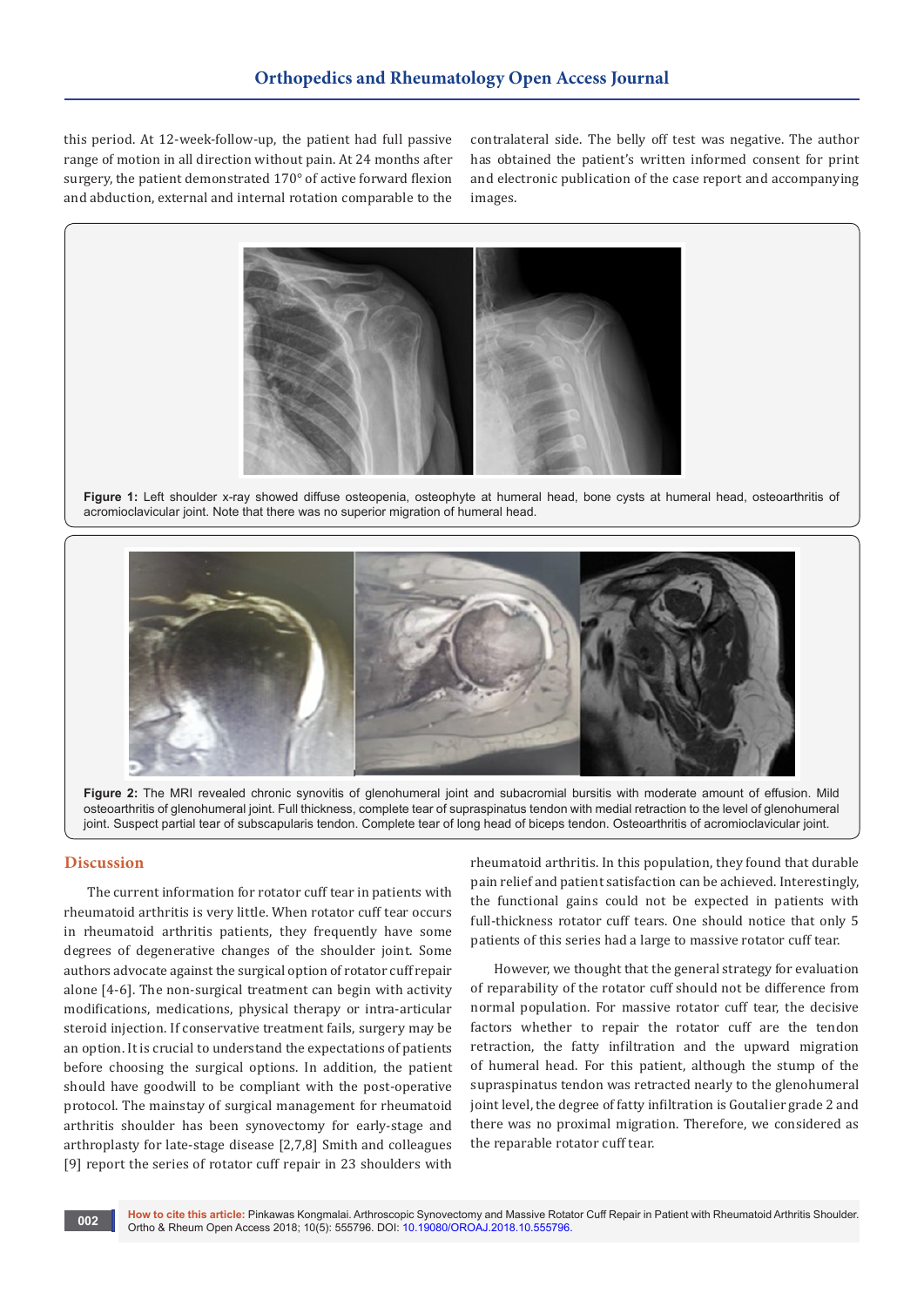this period. At 12-week-follow-up, the patient had full passive range of motion in all direction without pain. At 24 months after surgery, the patient demonstrated 170° of active forward flexion and abduction, external and internal rotation comparable to the contralateral side. The belly off test was negative. The author has obtained the patient's written informed consent for print and electronic publication of the case report and accompanying images.

**Figure 1:** Left shoulder x-ray showed diffuse osteopenia, osteophyte at humeral head, bone cysts at humeral head, osteoarthritis of acromioclavicular joint. Note that there was no superior migration of humeral head.

**Figure 2:** The MRI revealed chronic synovitis of glenohumeral joint and subacromial bursitis with moderate amount of effusion. Mild osteoarthritis of glenohumeral joint. Full thickness, complete tear of supraspinatus tendon with medial retraction to the level of glenohumeral joint. Suspect partial tear of subscapularis tendon. Complete tear of long head of biceps tendon. Osteoarthritis of acromioclavicular joint.

## Discussion

The current information for rotator cuff tear in patients with rheumatoid arthritis is very little. When rotator cuff tear occurs in rheumatoid arthritis patients, they frequently have some degrees of degenerative changes of the shoulder joint. Some authors advocate against the surgical option of rotator cuff repair alone [4-6]. The non-surgical treatment can begin with activity modifications, medications, physical therapy or intra-articular steroid injection. If conservative treatment fails, surgery may be an option. It is crucial to understand the expectations of patients before choosing the surgical options. In addition, the patient should have goodwill to be compliant with the post-operative protocol. The mainstay of surgical management for rheumatoid arthritis shoulder has been synovectomy for early-stage and arthroplasty for late-stage disease [2,7,8] Smith and colleagues [9] report the series of rotator cuff repair in 23 shoulders with rheumatoid arthritis. In this population, they found that durable pain relief and patient satisfaction can be achieved. Interestingly, the functional gains could not be expected in patients with full-thickness rotator cuff tears. One should notice that only 5 patients of this series had a large to massive rotator cuff tear.

However, we thought that the general strategy for evaluation of reparability of the rotator cuff should not be difference from normal population. For massive rotator cuff tear, the decisive factors whether to repair the rotator cuff are the tendon retraction, the fatty infiltration and the upward migration of humeral head. For this patient, although the stump of the supraspinatus tendon was retracted nearly to the glenohumeral joint level, the degree of fatty infiltration is Goutalier grade 2 and there was no proximal migration. Therefore, we considered as the reparable rotator cuff tear.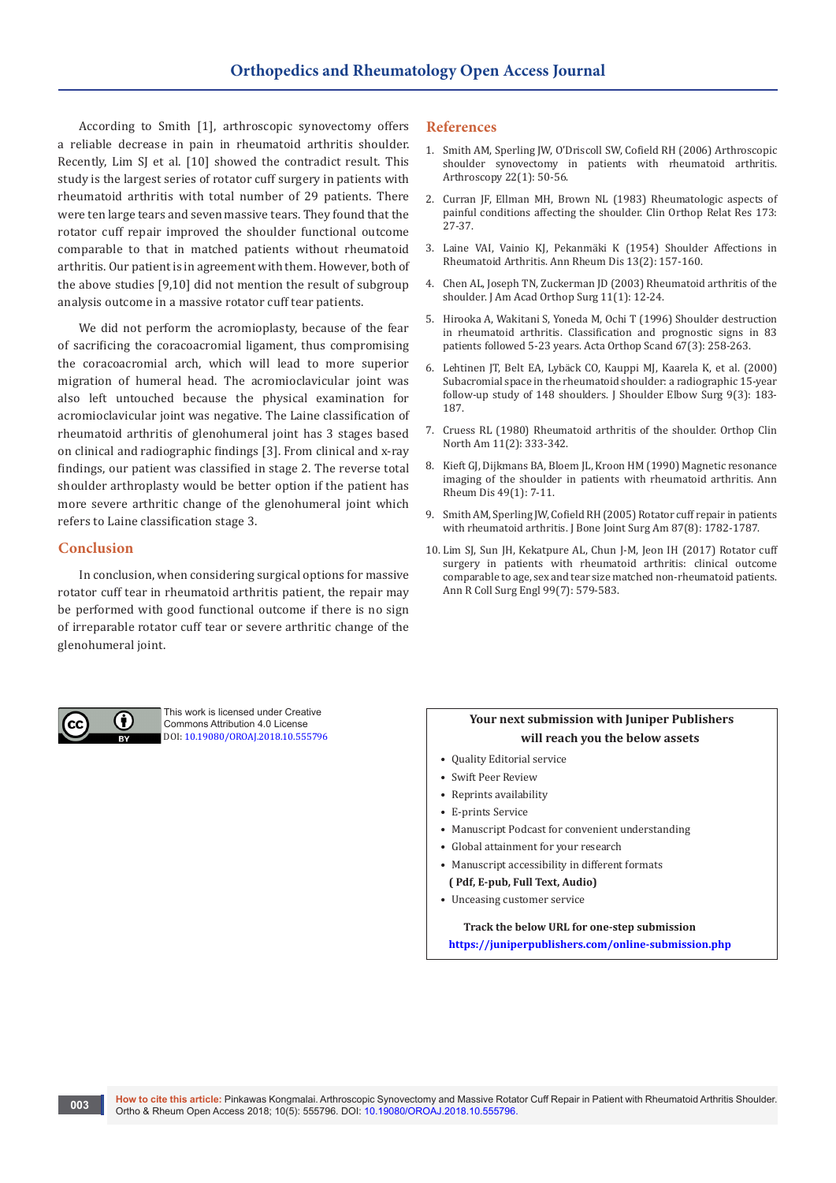According to Smith [1], arthroscopic synovectomy offers a reliable decrease in pain in rheumatoid arthritis shoulder. Recently, Lim SJ et al. [10] showed the contradict result. This study is the largest series of rotator cuff surgery in patients with rheumatoid arthritis with total number of 29 patients. There were ten large tears and seven massive tears. They found that the rotator cuff repair improved the shoulder functional outcome comparable to that in matched patients without rheumatoid arthritis. Our patient is in agreement with them. However, both of the above studies [9,10] did not mention the result of subgroup analysis outcome in a massive rotator cuff tear patients.

We did not perform the acromioplasty, because of the fear of sacrificing the coracoacromial ligament, thus compromising the coracoacromial arch, which will lead to more superior migration of humeral head. The acromioclavicular joint was also left untouched because the physical examination for acromioclavicular joint was negative. The Laine classification of rheumatoid arthritis of glenohumeral joint has 3 stages based on clinical and radiographic findings [3]. From clinical and x-ray findings, our patient was classified in stage 2. The reverse total shoulder arthroplasty would be better option if the patient has more severe arthritic change of the glenohumeral joint which refers to Laine classification stage 3.

## Conclusion

In conclusion, when considering surgical options for massive rotator cuff tear in rheumatoid arthritis patient, the repair may be performed with good functional outcome if there is no sign of irreparable rotator cuff tear or severe arthritic change of the glenohumeral joint.

## References

1. Smith AM, Sperling JW, O'Driscoll SW, Cofield RH (2006) Arthroscopic shoulder synovectomy in patients with rheumatoid arthritis. Arthroscopy 22(1): 50-56.
2. Curran JF, Ellman MH, Brown NL (1983) Rheumatologic aspects of painful conditions affecting the shoulder. Clin Orthop Relat Res 173: 27-37.
3. Laine VAI, Vainio KJ, Pekanmäki K (1954) Shoulder Affections in Rheumatoid Arthritis. Ann Rheum Dis 13(2): 157-160.
4. Chen AL, Joseph TN, Zuckerman JD (2003) Rheumatoid arthritis of the shoulder. J Am Acad Orthop Surg 11(1): 12-24.
5. Hirooka A, Wakitani S, Yoneda M, Ochi T (1996) Shoulder destruction in rheumatoid arthritis. Classification and prognostic signs in 83 patients followed 5-23 years. Acta Orthop Scand 67(3): 258-263.
6. Lehtinen JT, Belt EA, Lybäck CO, Kauppi MJ, Kaarela K, et al. (2000) Subacromial space in the rheumatoid shoulder: a radiographic 15-year follow-up study of 148 shoulders. J Shoulder Elbow Surg 9(3): 183-187.
7. Cruess RL (1980) Rheumatoid arthritis of the shoulder. Orthop Clin North Am 11(2): 333-342.
8. Kieft GJ, Dijkmans BA, Bloem JL, Kroon HM (1990) Magnetic resonance imaging of the shoulder in patients with rheumatoid arthritis. Ann Rheum Dis 49(1): 7-11.
9. Smith AM, Sperling JW, Cofield RH (2005) Rotator cuff repair in patients with rheumatoid arthritis. J Bone Joint Surg Am 87(8): 1782-1787.
10. Lim SJ, Sun JH, Kekatpure AL, Chun J-M, Jeon IH (2017) Rotator cuff surgery in patients with rheumatoid arthritis: clinical outcome comparable to age, sex and tear size matched non-rheumatoid patients. Ann R Coll Surg Engl 99(7): 579-583.

This work is licensed under Creative Commons Attribution 4.0 License
DOI: 10.19080/OROAJ.2018.10.555796

**Your next submission with Juniper Publishers will reach you the below assets**

- Quality Editorial service
- Swift Peer Review
- Reprints availability
- E-prints Service
- Manuscript Podcast for convenient understanding
- Global attainment for your research
- Manuscript accessibility in different formats

  **( Pdf, E-pub, Full Text, Audio)**
- Unceasing customer service

**Track the below URL for one-step submission**
**https://juniperpublishers.com/online-submission.php**

**How to cite this article:** Pinkawas Kongmalai. Arthroscopic Synovectomy and Massive Rotator Cuff Repair in Patient with Rheumatoid Arthritis Shoulder. Ortho & Rheum Open Access 2018; 10(5): 555796. DOI: 10.19080/OROAJ.2018.10.555796.